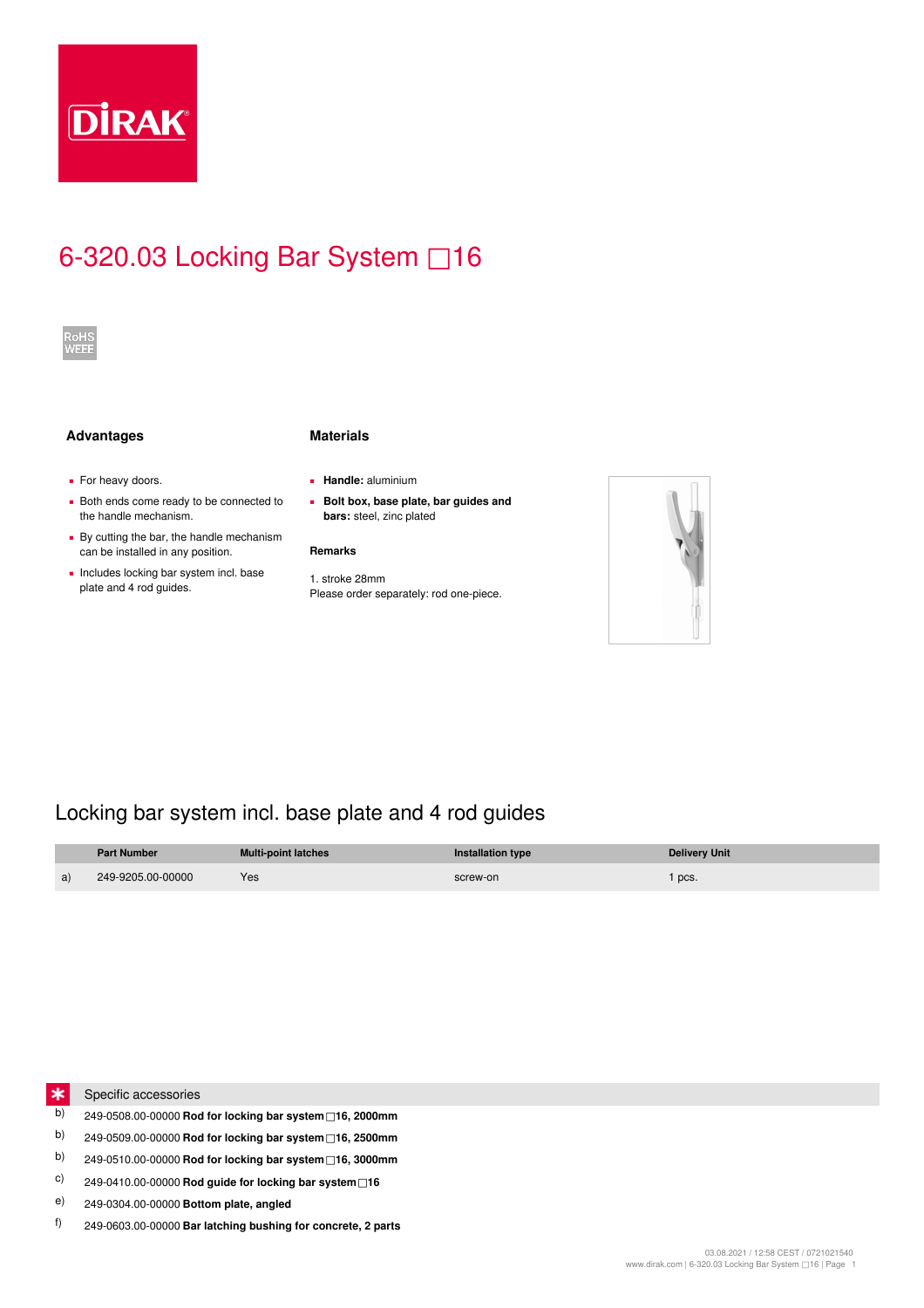# 6-320.03 Locking Bar System □16

RoHS WEEE

## Advantages

- For heavy doors.
- Both ends come ready to be connected to the handle mechanism.
- By cutting the bar, the handle mechanism can be installed in any position.
- Includes locking bar system incl. base plate and 4 rod guides.

## Materials

- **Handle:** aluminium
- **Bolt box, base plate, bar guides and bars:** steel, zinc plated

### Remarks

1. stroke 28mm
Please order separately: rod one-piece.

## Locking bar system incl. base plate and 4 rod guides

| | Part Number | Multi-point latches | Installation type | Delivery Unit |
|---|---|---|---|---|
| a) | 249-9205.00-00000 | Yes | screw-on | 1 pcs. |

## Specific accessories

b) 249-0508.00-00000 **Rod for locking bar system □16, 2000mm**

b) 249-0509.00-00000 **Rod for locking bar system □16, 2500mm**

b) 249-0510.00-00000 **Rod for locking bar system □16, 3000mm**

c) 249-0410.00-00000 **Rod guide for locking bar system □16**

e) 249-0304.00-00000 **Bottom plate, angled**

f) 249-0603.00-00000 **Bar latching bushing for concrete, 2 parts**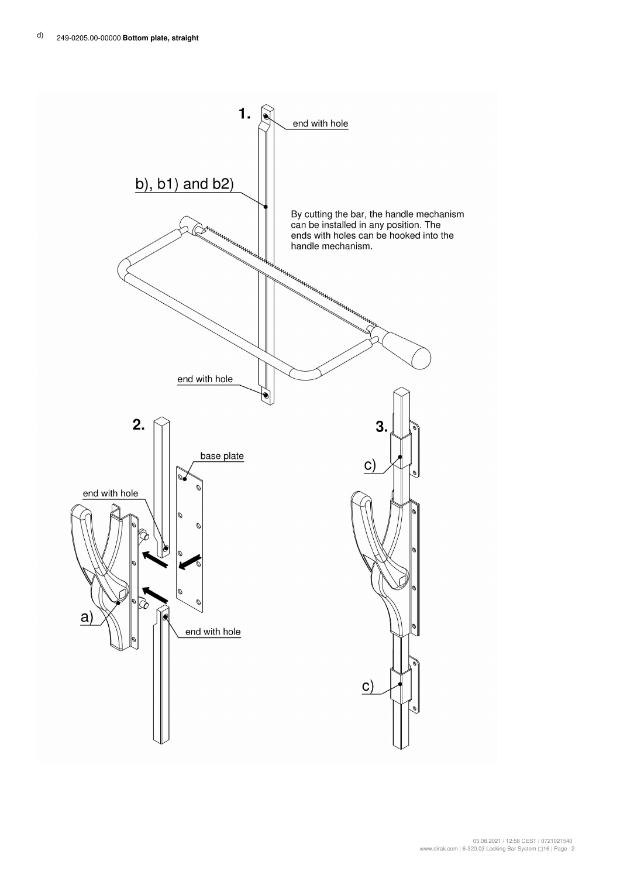d) 249-0205.00-00000 **Bottom plate, straight**

**1.**

end with hole

b), b1) and b2)

By cutting the bar, the handle mechanism can be installed in any position. The ends with holes can be hooked into the handle mechanism.

end with hole

**2.**

base plate

end with hole

a)

end with hole

**3.**

c)

c)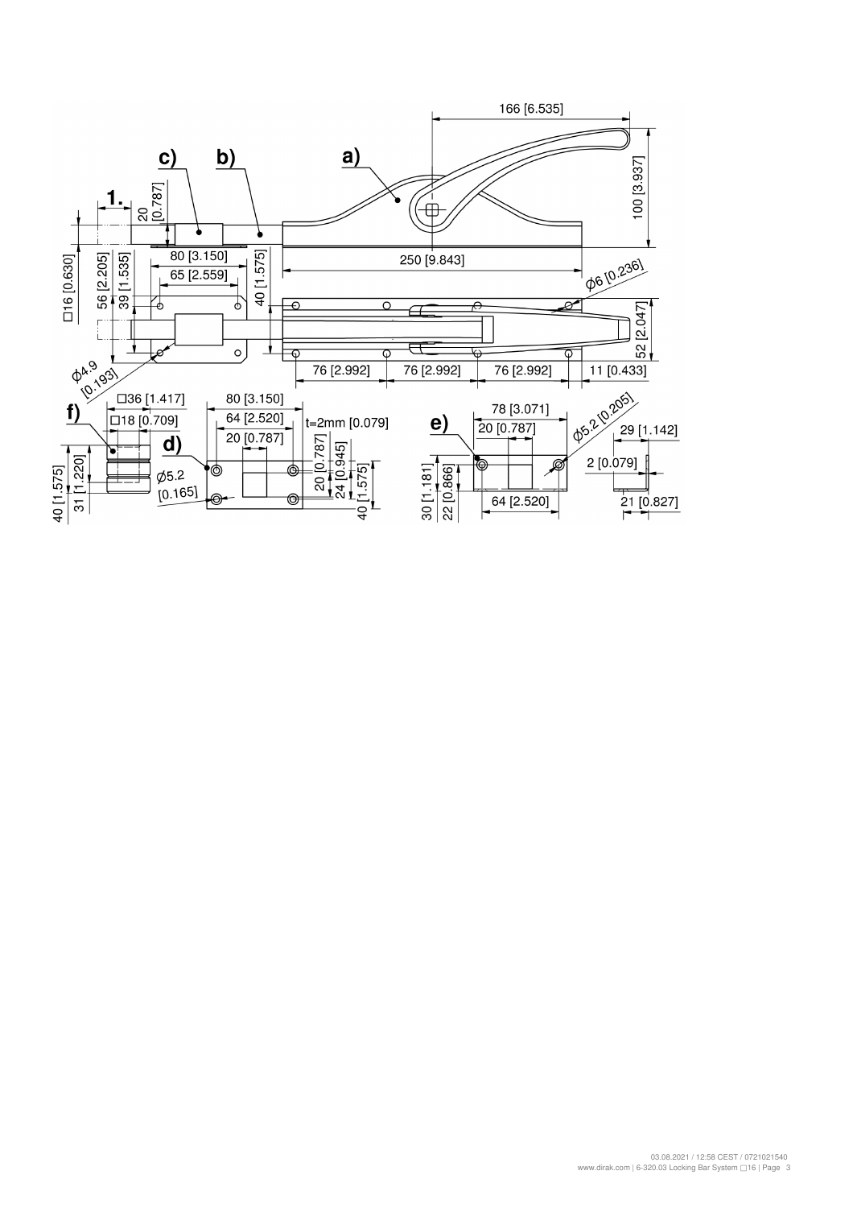a)

b)

c)

d)

e)

f)

1.

166 [6.535]

100 [3.937]

20 [0.787]

250 [9.843]

80 [3.150]

65 [2.559]

□16 [0.630]

56 [2.205]

39 [1.535]

40 [1.575]

Ø6 [0.236]

52 [2.047]

Ø4.9 [0.193]

76 [2.992]

76 [2.992]

76 [2.992]

11 [0.433]

□36 [1.417]

□18 [0.709]

40 [1.575]

31 [1.220]

80 [3.150]

64 [2.520]

20 [0.787]

t=2mm [0.079]

Ø5.2 [0.165]

20 [0.787]

24 [0.945]

40 [1.575]

78 [3.071]

20 [0.787]

Ø5.2 [0.205]

30 [1.181]

22 [0.866]

64 [2.520]

29 [1.142]

2 [0.079]

21 [0.827]

03.08.2021 / 12:58 CEST / 0721021540

www.dirak.com | 6-320.03 Locking Bar System □16